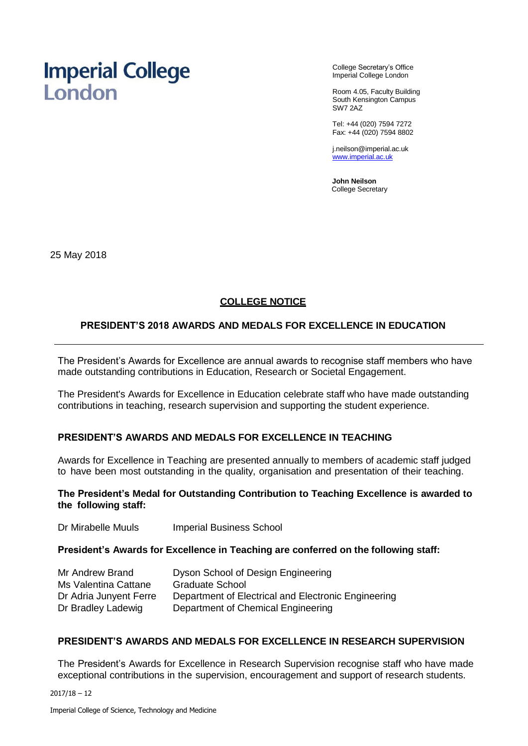# Imperial College London

College Secretary's Office
Imperial College London

Room 4.05, Faculty Building
South Kensington Campus
SW7 2AZ

Tel: +44 (020) 7594 7272
Fax: +44 (020) 7594 8802

j.neilson@imperial.ac.uk
www.imperial.ac.uk

**John Neilson**
College Secretary

25 May 2018

## COLLEGE NOTICE

## PRESIDENT'S 2018 AWARDS AND MEDALS FOR EXCELLENCE IN EDUCATION

---

The President's Awards for Excellence are annual awards to recognise staff members who have made outstanding contributions in Education, Research or Societal Engagement.

The President's Awards for Excellence in Education celebrate staff who have made outstanding contributions in teaching, research supervision and supporting the student experience.

### PRESIDENT'S AWARDS AND MEDALS FOR EXCELLENCE IN TEACHING

Awards for Excellence in Teaching are presented annually to members of academic staff judged to have been most outstanding in the quality, organisation and presentation of their teaching.

**The President's Medal for Outstanding Contribution to Teaching Excellence is awarded to the following staff:**

| | |
|---|---|
| Dr Mirabelle Muuls | Imperial Business School |

**President's Awards for Excellence in Teaching are conferred on the following staff:**

| | |
|---|---|
| Mr Andrew Brand | Dyson School of Design Engineering |
| Ms Valentina Cattane | Graduate School |
| Dr Adria Junyent Ferre | Department of Electrical and Electronic Engineering |
| Dr Bradley Ladewig | Department of Chemical Engineering |

### PRESIDENT'S AWARDS AND MEDALS FOR EXCELLENCE IN RESEARCH SUPERVISION

The President's Awards for Excellence in Research Supervision recognise staff who have made exceptional contributions in the supervision, encouragement and support of research students.

2017/18 – 12

Imperial College of Science, Technology and Medicine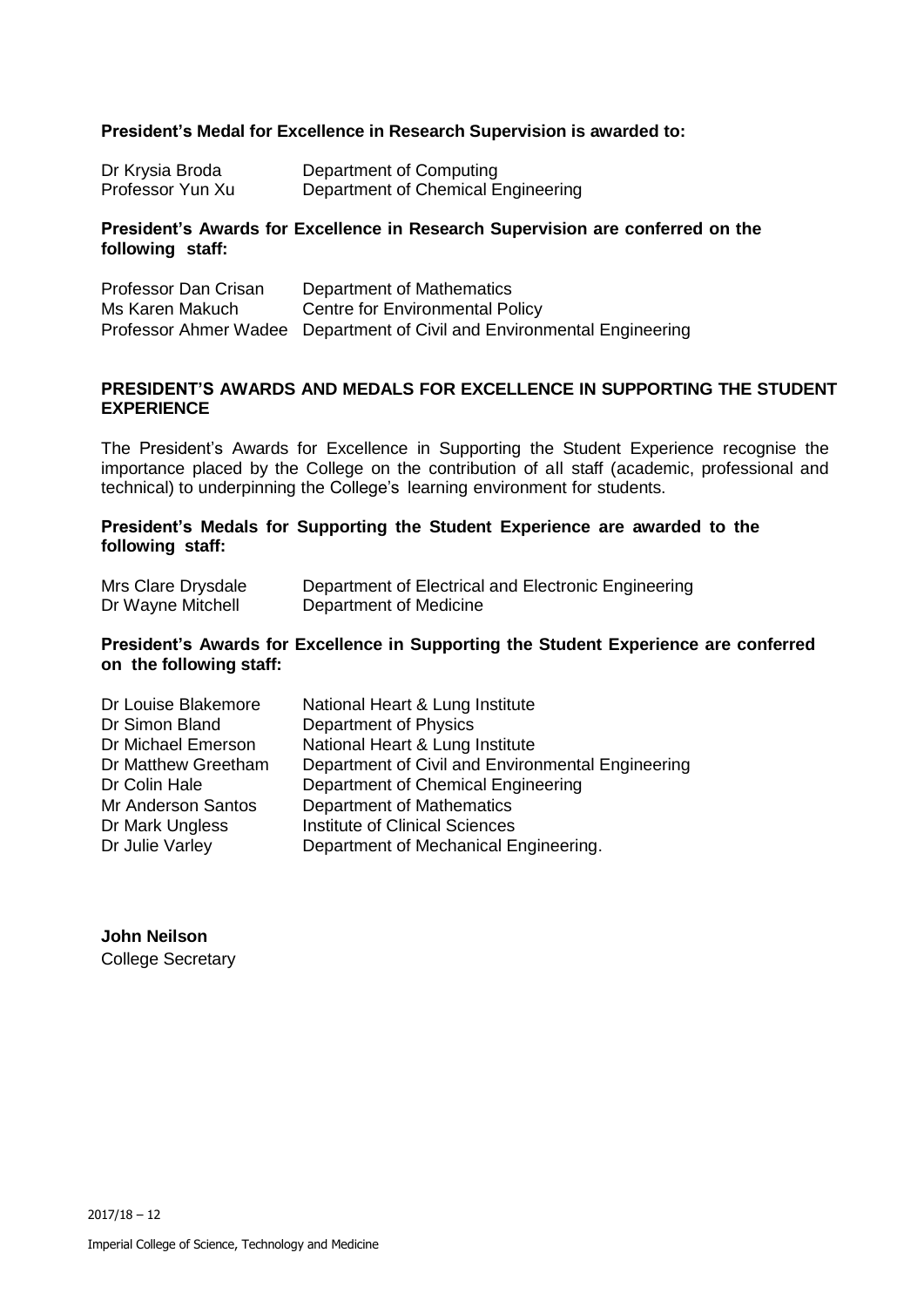**President's Medal for Excellence in Research Supervision is awarded to:**

| | |
|---|---|
| Dr Krysia Broda | Department of Computing |
| Professor Yun Xu | Department of Chemical Engineering |

**President's Awards for Excellence in Research Supervision are conferred on the following staff:**

| | |
|---|---|
| Professor Dan Crisan | Department of Mathematics |
| Ms Karen Makuch | Centre for Environmental Policy |
| Professor Ahmer Wadee | Department of Civil and Environmental Engineering |

## PRESIDENT'S AWARDS AND MEDALS FOR EXCELLENCE IN SUPPORTING THE STUDENT EXPERIENCE

The President's Awards for Excellence in Supporting the Student Experience recognise the importance placed by the College on the contribution of all staff (academic, professional and technical) to underpinning the College's learning environment for students.

**President's Medals for Supporting the Student Experience are awarded to the following staff:**

| | |
|---|---|
| Mrs Clare Drysdale | Department of Electrical and Electronic Engineering |
| Dr Wayne Mitchell | Department of Medicine |

**President's Awards for Excellence in Supporting the Student Experience are conferred on the following staff:**

| | |
|---|---|
| Dr Louise Blakemore | National Heart & Lung Institute |
| Dr Simon Bland | Department of Physics |
| Dr Michael Emerson | National Heart & Lung Institute |
| Dr Matthew Greetham | Department of Civil and Environmental Engineering |
| Dr Colin Hale | Department of Chemical Engineering |
| Mr Anderson Santos | Department of Mathematics |
| Dr Mark Ungless | Institute of Clinical Sciences |
| Dr Julie Varley | Department of Mechanical Engineering. |

**John Neilson**
College Secretary

2017/18 – 12

Imperial College of Science, Technology and Medicine